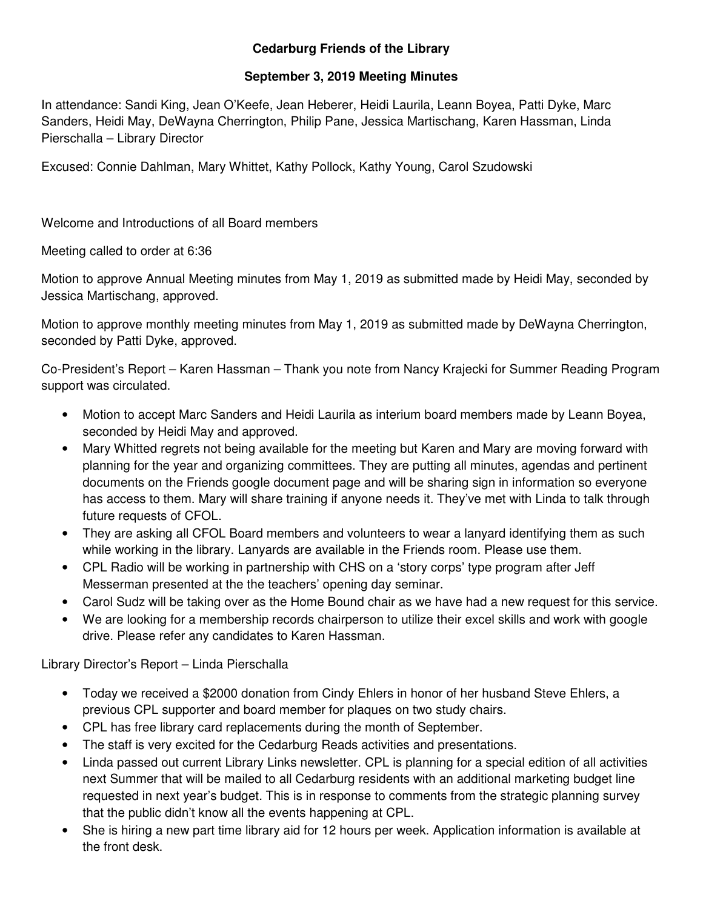**Cedarburg Friends of the Library**

**September 3, 2019 Meeting Minutes**

In attendance: Sandi King, Jean O'Keefe, Jean Heberer, Heidi Laurila, Leann Boyea, Patti Dyke, Marc Sanders, Heidi May, DeWayna Cherrington, Philip Pane, Jessica Martischang, Karen Hassman, Linda Pierschalla – Library Director

Excused: Connie Dahlman, Mary Whittet, Kathy Pollock, Kathy Young, Carol Szudowski

Welcome and Introductions of all Board members

Meeting called to order at 6:36

Motion to approve Annual Meeting minutes from May 1, 2019 as submitted made by Heidi May, seconded by Jessica Martischang, approved.

Motion to approve monthly meeting minutes from May 1, 2019 as submitted made by DeWayna Cherrington, seconded by Patti Dyke, approved.

Co-President's Report – Karen Hassman – Thank you note from Nancy Krajecki for Summer Reading Program support was circulated.

- Motion to accept Marc Sanders and Heidi Laurila as interium board members made by Leann Boyea, seconded by Heidi May and approved.
- Mary Whitted regrets not being available for the meeting but Karen and Mary are moving forward with planning for the year and organizing committees. They are putting all minutes, agendas and pertinent documents on the Friends google document page and will be sharing sign in information so everyone has access to them. Mary will share training if anyone needs it. They've met with Linda to talk through future requests of CFOL.
- They are asking all CFOL Board members and volunteers to wear a lanyard identifying them as such while working in the library. Lanyards are available in the Friends room. Please use them.
- CPL Radio will be working in partnership with CHS on a 'story corps' type program after Jeff Messerman presented at the the teachers' opening day seminar.
- Carol Sudz will be taking over as the Home Bound chair as we have had a new request for this service.
- We are looking for a membership records chairperson to utilize their excel skills and work with google drive. Please refer any candidates to Karen Hassman.

Library Director's Report – Linda Pierschalla

- Today we received a $2000 donation from Cindy Ehlers in honor of her husband Steve Ehlers, a previous CPL supporter and board member for plaques on two study chairs.
- CPL has free library card replacements during the month of September.
- The staff is very excited for the Cedarburg Reads activities and presentations.
- Linda passed out current Library Links newsletter. CPL is planning for a special edition of all activities next Summer that will be mailed to all Cedarburg residents with an additional marketing budget line requested in next year's budget. This is in response to comments from the strategic planning survey that the public didn't know all the events happening at CPL.
- She is hiring a new part time library aid for 12 hours per week. Application information is available at the front desk.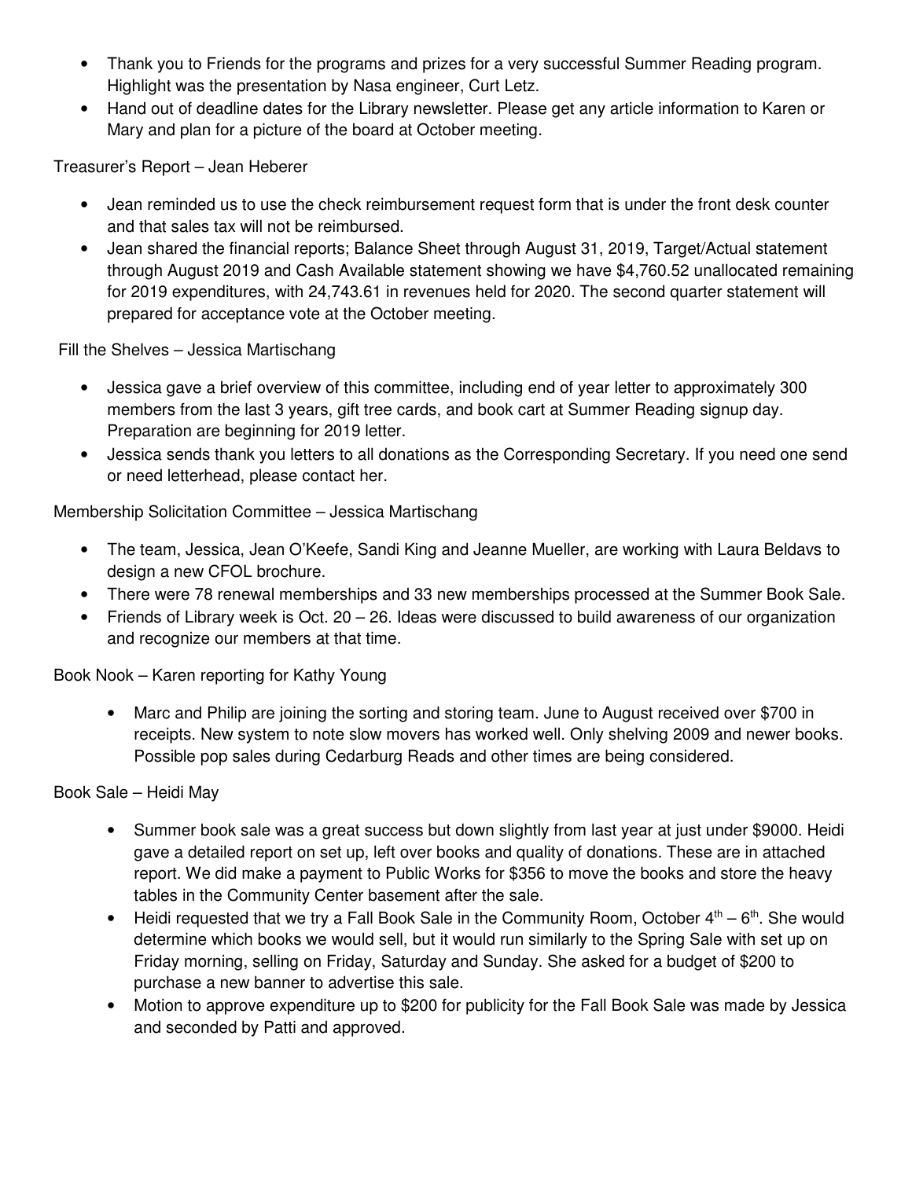- Thank you to Friends for the programs and prizes for a very successful Summer Reading program. Highlight was the presentation by Nasa engineer, Curt Letz.
- Hand out of deadline dates for the Library newsletter. Please get any article information to Karen or Mary and plan for a picture of the board at October meeting.

Treasurer's Report – Jean Heberer

- Jean reminded us to use the check reimbursement request form that is under the front desk counter and that sales tax will not be reimbursed.
- Jean shared the financial reports; Balance Sheet through August 31, 2019, Target/Actual statement through August 2019 and Cash Available statement showing we have $4,760.52 unallocated remaining for 2019 expenditures, with 24,743.61 in revenues held for 2020. The second quarter statement will prepared for acceptance vote at the October meeting.

Fill the Shelves – Jessica Martischang

- Jessica gave a brief overview of this committee, including end of year letter to approximately 300 members from the last 3 years, gift tree cards, and book cart at Summer Reading signup day. Preparation are beginning for 2019 letter.
- Jessica sends thank you letters to all donations as the Corresponding Secretary. If you need one send or need letterhead, please contact her.

Membership Solicitation Committee – Jessica Martischang

- The team, Jessica, Jean O'Keefe, Sandi King and Jeanne Mueller, are working with Laura Beldavs to design a new CFOL brochure.
- There were 78 renewal memberships and 33 new memberships processed at the Summer Book Sale.
- Friends of Library week is Oct. 20 – 26. Ideas were discussed to build awareness of our organization and recognize our members at that time.

Book Nook – Karen reporting for Kathy Young

- Marc and Philip are joining the sorting and storing team. June to August received over $700 in receipts. New system to note slow movers has worked well. Only shelving 2009 and newer books. Possible pop sales during Cedarburg Reads and other times are being considered.

Book Sale – Heidi May

- Summer book sale was a great success but down slightly from last year at just under $9000. Heidi gave a detailed report on set up, left over books and quality of donations. These are in attached report. We did make a payment to Public Works for $356 to move the books and store the heavy tables in the Community Center basement after the sale.
- Heidi requested that we try a Fall Book Sale in the Community Room, October 4th – 6th. She would determine which books we would sell, but it would run similarly to the Spring Sale with set up on Friday morning, selling on Friday, Saturday and Sunday. She asked for a budget of $200 to purchase a new banner to advertise this sale.
- Motion to approve expenditure up to $200 for publicity for the Fall Book Sale was made by Jessica and seconded by Patti and approved.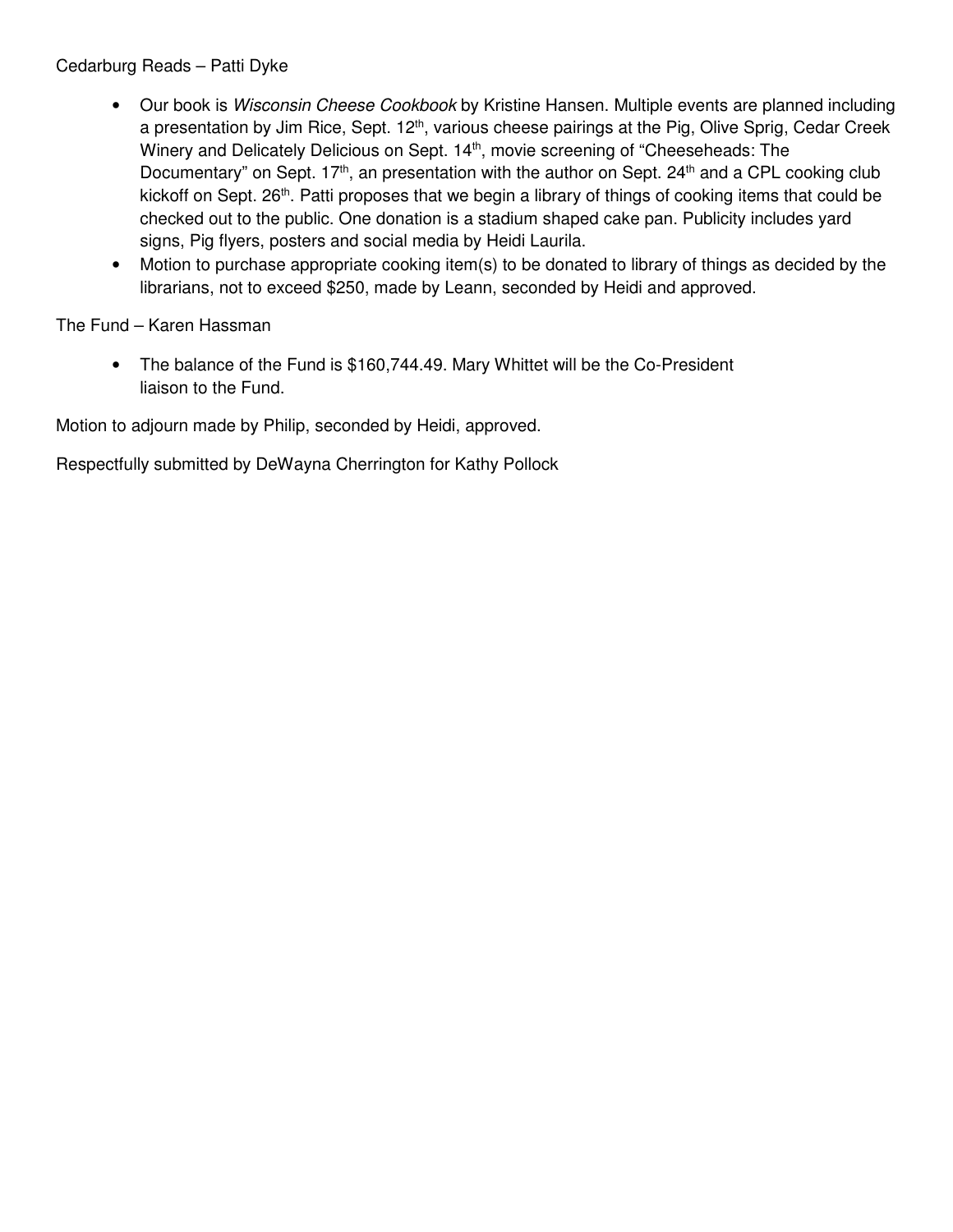Cedarburg Reads – Patti Dyke

- Our book is *Wisconsin Cheese Cookbook* by Kristine Hansen. Multiple events are planned including a presentation by Jim Rice, Sept. 12th, various cheese pairings at the Pig, Olive Sprig, Cedar Creek Winery and Delicately Delicious on Sept. 14th, movie screening of "Cheeseheads: The Documentary" on Sept. 17th, an presentation with the author on Sept. 24th and a CPL cooking club kickoff on Sept. 26th. Patti proposes that we begin a library of things of cooking items that could be checked out to the public. One donation is a stadium shaped cake pan. Publicity includes yard signs, Pig flyers, posters and social media by Heidi Laurila.
- Motion to purchase appropriate cooking item(s) to be donated to library of things as decided by the librarians, not to exceed $250, made by Leann, seconded by Heidi and approved.

The Fund – Karen Hassman

- The balance of the Fund is $160,744.49. Mary Whittet will be the Co-President liaison to the Fund.

Motion to adjourn made by Philip, seconded by Heidi, approved.

Respectfully submitted by DeWayna Cherrington for Kathy Pollock